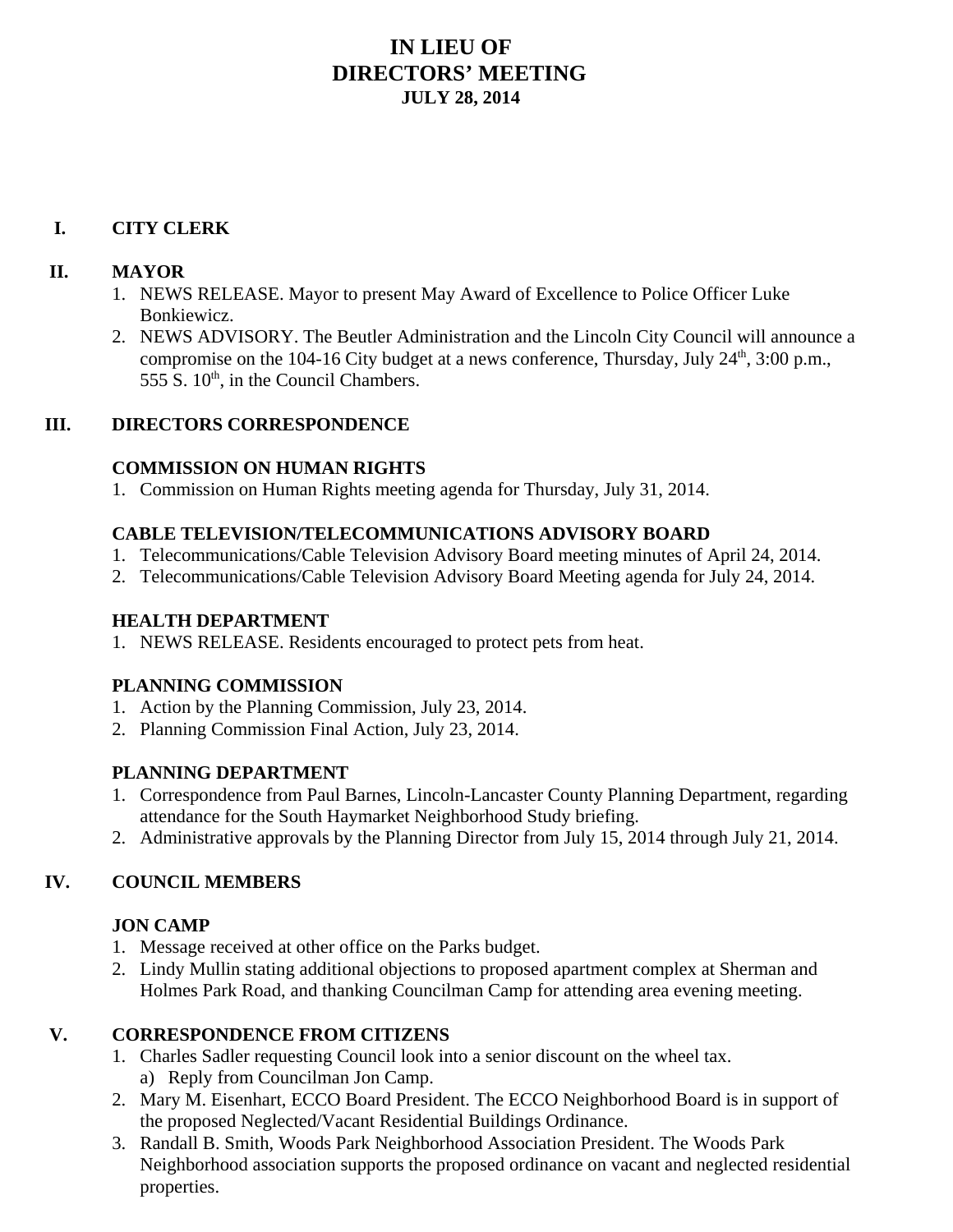# IN LIEU OF
# DIRECTORS' MEETING
### JULY 28, 2014

## I. CITY CLERK

## II. MAYOR

1. NEWS RELEASE. Mayor to present May Award of Excellence to Police Officer Luke Bonkiewicz.
2. NEWS ADVISORY. The Beutler Administration and the Lincoln City Council will announce a compromise on the 104-16 City budget at a news conference, Thursday, July 24th, 3:00 p.m., 555 S. 10th, in the Council Chambers.

## III. DIRECTORS CORRESPONDENCE

### COMMISSION ON HUMAN RIGHTS

1. Commission on Human Rights meeting agenda for Thursday, July 31, 2014.

### CABLE TELEVISION/TELECOMMUNICATIONS ADVISORY BOARD

1. Telecommunications/Cable Television Advisory Board meeting minutes of April 24, 2014.
2. Telecommunications/Cable Television Advisory Board Meeting agenda for July 24, 2014.

### HEALTH DEPARTMENT

1. NEWS RELEASE. Residents encouraged to protect pets from heat.

### PLANNING COMMISSION

1. Action by the Planning Commission, July 23, 2014.
2. Planning Commission Final Action, July 23, 2014.

### PLANNING DEPARTMENT

1. Correspondence from Paul Barnes, Lincoln-Lancaster County Planning Department, regarding attendance for the South Haymarket Neighborhood Study briefing.
2. Administrative approvals by the Planning Director from July 15, 2014 through July 21, 2014.

## IV. COUNCIL MEMBERS

### JON CAMP

1. Message received at other office on the Parks budget.
2. Lindy Mullin stating additional objections to proposed apartment complex at Sherman and Holmes Park Road, and thanking Councilman Camp for attending area evening meeting.

## V. CORRESPONDENCE FROM CITIZENS

1. Charles Sadler requesting Council look into a senior discount on the wheel tax.
   a) Reply from Councilman Jon Camp.
2. Mary M. Eisenhart, ECCO Board President. The ECCO Neighborhood Board is in support of the proposed Neglected/Vacant Residential Buildings Ordinance.
3. Randall B. Smith, Woods Park Neighborhood Association President. The Woods Park Neighborhood association supports the proposed ordinance on vacant and neglected residential properties.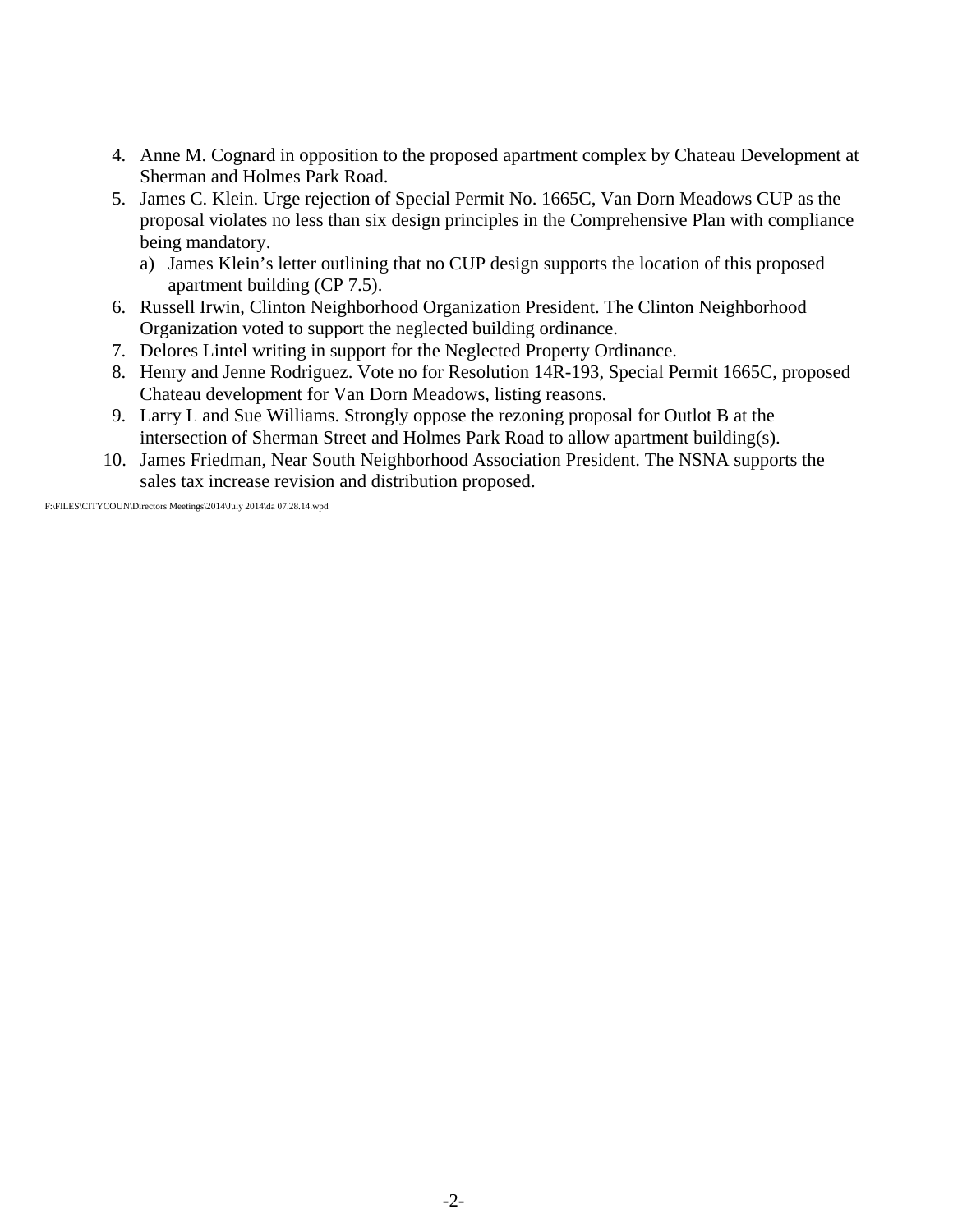4. Anne M. Cognard in opposition to the proposed apartment complex by Chateau Development at Sherman and Holmes Park Road.
5. James C. Klein. Urge rejection of Special Permit No. 1665C, Van Dorn Meadows CUP as the proposal violates no less than six design principles in the Comprehensive Plan with compliance being mandatory.
   a) James Klein's letter outlining that no CUP design supports the location of this proposed apartment building (CP 7.5).
6. Russell Irwin, Clinton Neighborhood Organization President. The Clinton Neighborhood Organization voted to support the neglected building ordinance.
7. Delores Lintel writing in support for the Neglected Property Ordinance.
8. Henry and Jenne Rodriguez. Vote no for Resolution 14R-193, Special Permit 1665C, proposed Chateau development for Van Dorn Meadows, listing reasons.
9. Larry L and Sue Williams. Strongly oppose the rezoning proposal for Outlot B at the intersection of Sherman Street and Holmes Park Road to allow apartment building(s).
10. James Friedman, Near South Neighborhood Association President. The NSNA supports the sales tax increase revision and distribution proposed.

F:\FILES\CITYCOUN\Directors Meetings\2014\July 2014\da 07.28.14.wpd